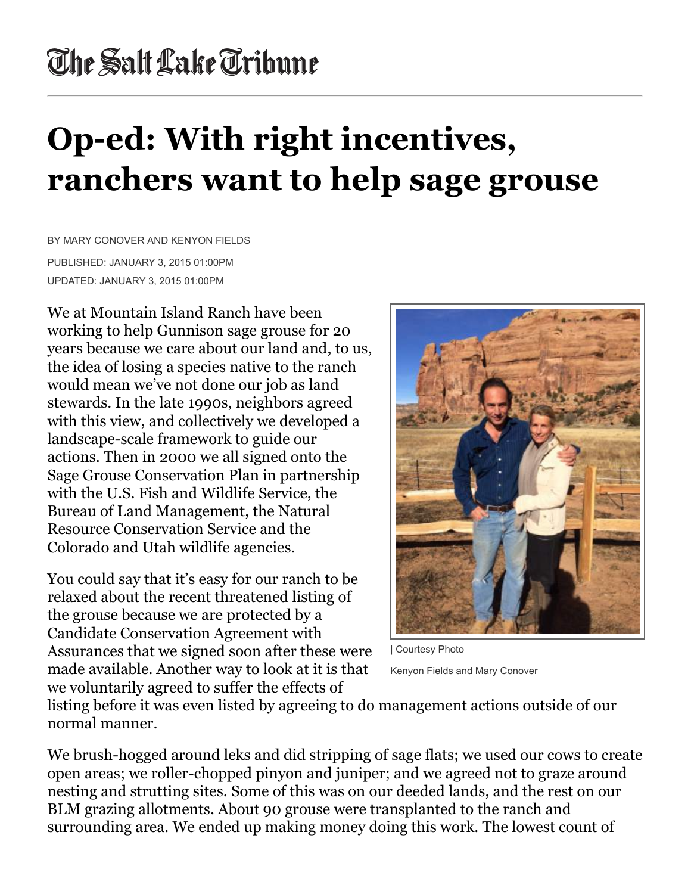The Salt Lake Tribune

# Op-ed: With right incentives, ranchers want to help sage grouse

BY MARY CONOVER AND KENYON FIELDS

PUBLISHED: JANUARY 3, 2015 01:00PM

UPDATED: JANUARY 3, 2015 01:00PM

We at Mountain Island Ranch have been working to help Gunnison sage grouse for 20 years because we care about our land and, to us, the idea of losing a species native to the ranch would mean we've not done our job as land stewards. In the late 1990s, neighbors agreed with this view, and collectively we developed a landscape-scale framework to guide our actions. Then in 2000 we all signed onto the Sage Grouse Conservation Plan in partnership with the U.S. Fish and Wildlife Service, the Bureau of Land Management, the Natural Resource Conservation Service and the Colorado and Utah wildlife agencies.

You could say that it's easy for our ranch to be relaxed about the recent threatened listing of the grouse because we are protected by a Candidate Conservation Agreement with Assurances that we signed soon after these were made available. Another way to look at it is that we voluntarily agreed to suffer the effects of listing before it was even listed by agreeing to do management actions outside of our normal manner.

| Courtesy Photo

Kenyon Fields and Mary Conover

We brush-hogged around leks and did stripping of sage flats; we used our cows to create open areas; we roller-chopped pinyon and juniper; and we agreed not to graze around nesting and strutting sites. Some of this was on our deeded lands, and the rest on our BLM grazing allotments. About 90 grouse were transplanted to the ranch and surrounding area. We ended up making money doing this work. The lowest count of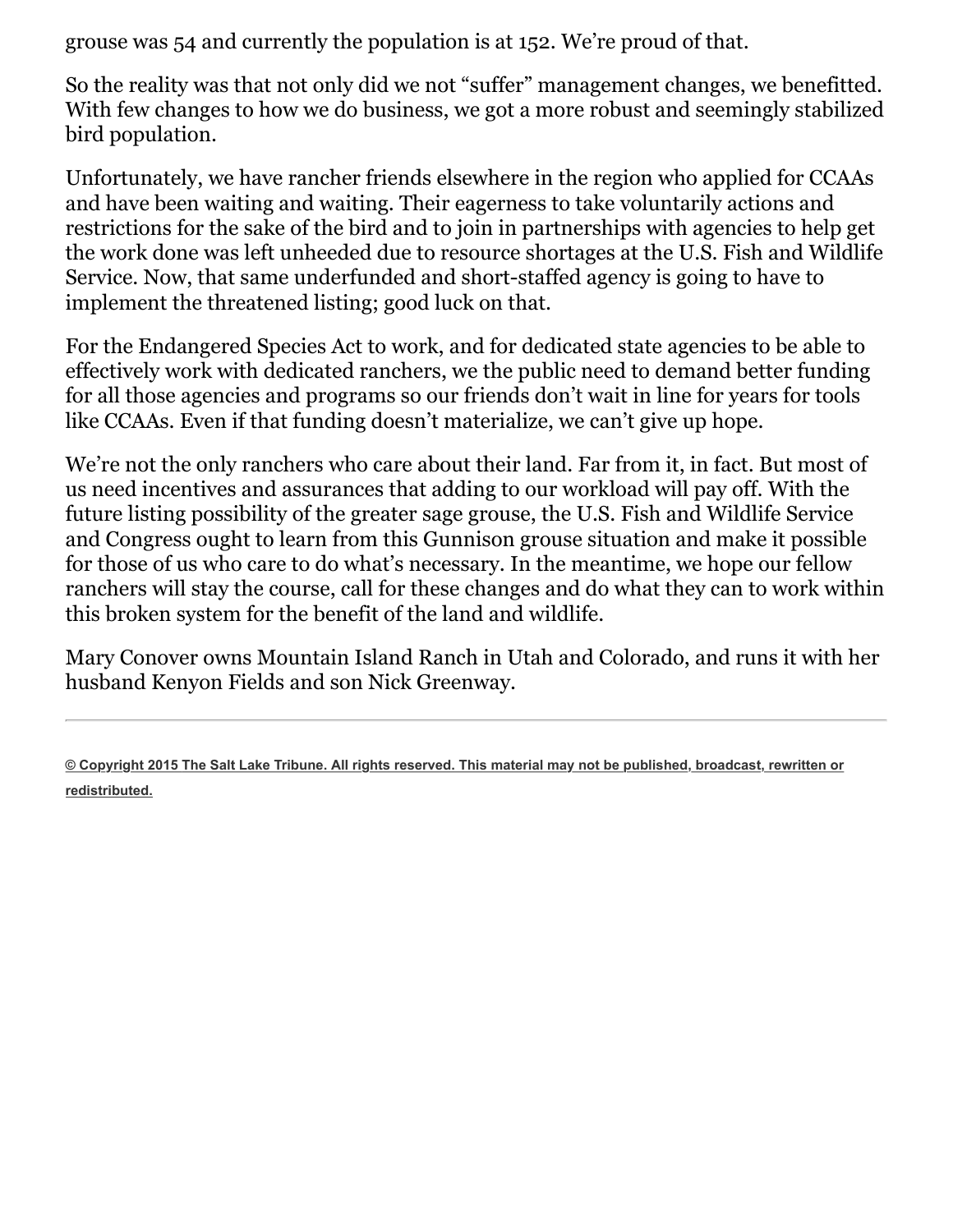grouse was 54 and currently the population is at 152. We're proud of that.

So the reality was that not only did we not "suffer" management changes, we benefitted. With few changes to how we do business, we got a more robust and seemingly stabilized bird population.

Unfortunately, we have rancher friends elsewhere in the region who applied for CCAAs and have been waiting and waiting. Their eagerness to take voluntarily actions and restrictions for the sake of the bird and to join in partnerships with agencies to help get the work done was left unheeded due to resource shortages at the U.S. Fish and Wildlife Service. Now, that same underfunded and short-staffed agency is going to have to implement the threatened listing; good luck on that.

For the Endangered Species Act to work, and for dedicated state agencies to be able to effectively work with dedicated ranchers, we the public need to demand better funding for all those agencies and programs so our friends don't wait in line for years for tools like CCAAs. Even if that funding doesn't materialize, we can't give up hope.

We're not the only ranchers who care about their land. Far from it, in fact. But most of us need incentives and assurances that adding to our workload will pay off. With the future listing possibility of the greater sage grouse, the U.S. Fish and Wildlife Service and Congress ought to learn from this Gunnison grouse situation and make it possible for those of us who care to do what's necessary. In the meantime, we hope our fellow ranchers will stay the course, call for these changes and do what they can to work within this broken system for the benefit of the land and wildlife.

Mary Conover owns Mountain Island Ranch in Utah and Colorado, and runs it with her husband Kenyon Fields and son Nick Greenway.

---

**© Copyright 2015 The Salt Lake Tribune. All rights reserved. This material may not be published, broadcast, rewritten or redistributed.**